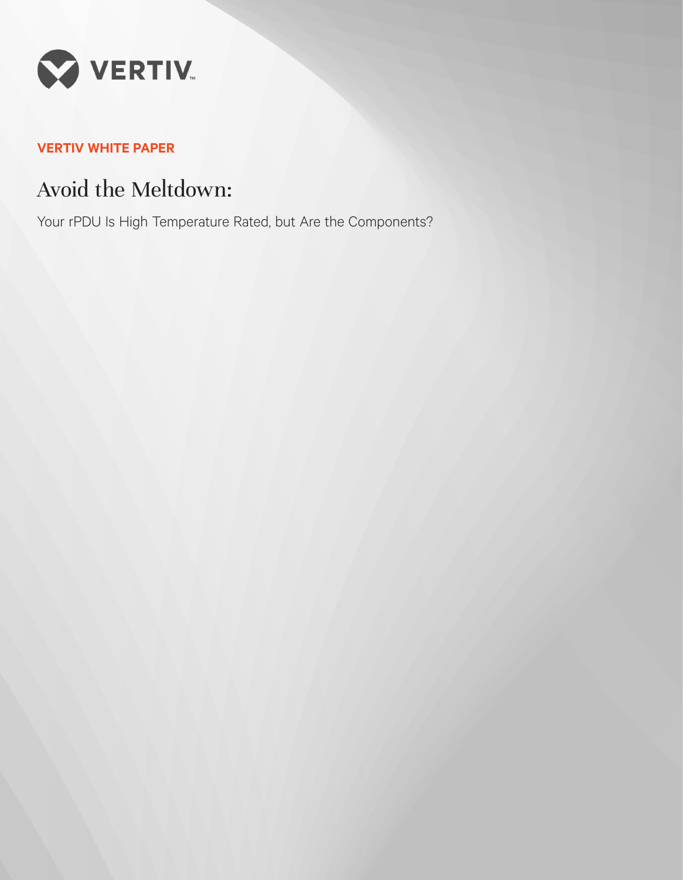VERTIV

**VERTIV WHITE PAPER**

# Avoid the Meltdown:

Your rPDU Is High Temperature Rated, but Are the Components?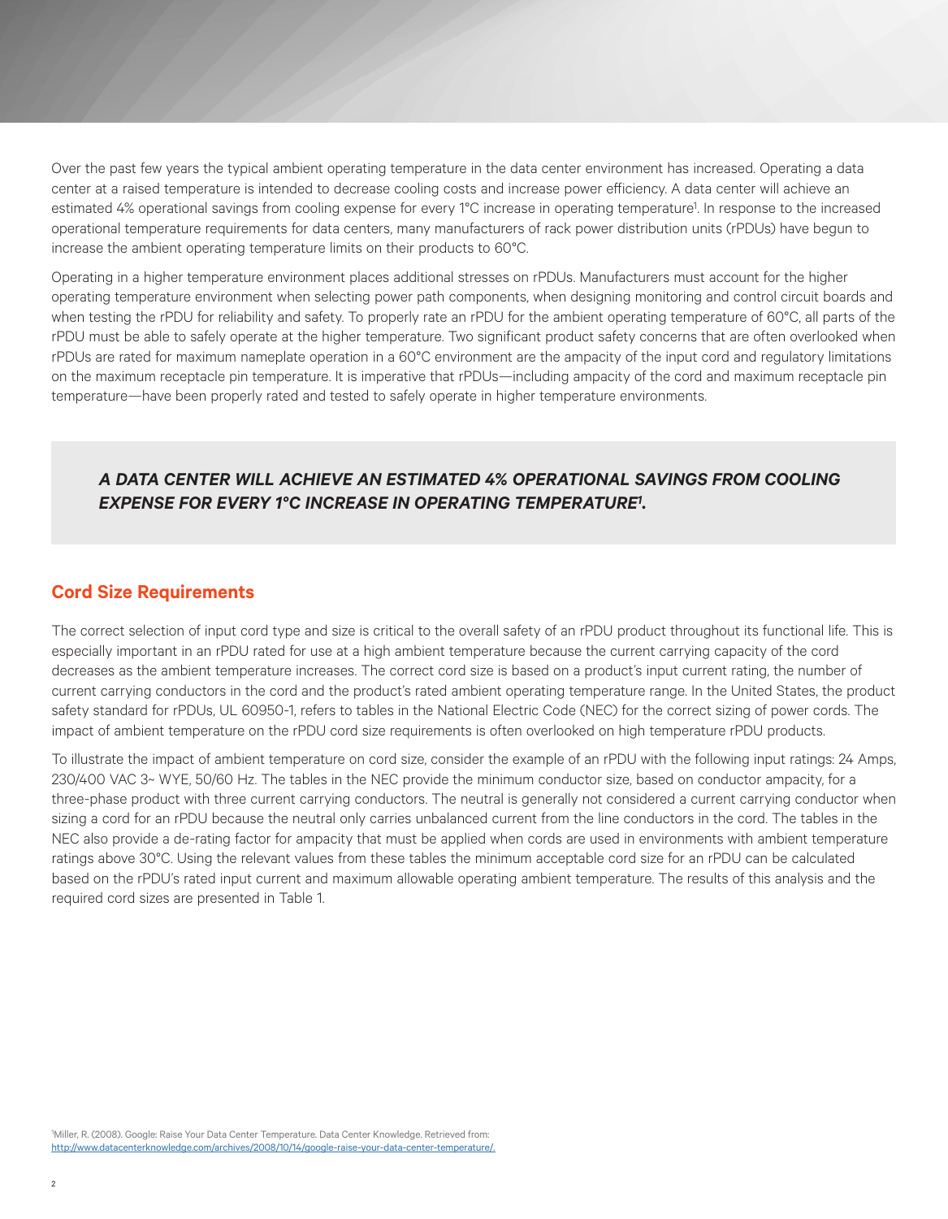Over the past few years the typical ambient operating temperature in the data center environment has increased. Operating a data center at a raised temperature is intended to decrease cooling costs and increase power efficiency. A data center will achieve an estimated 4% operational savings from cooling expense for every 1°C increase in operating temperature[1]. In response to the increased operational temperature requirements for data centers, many manufacturers of rack power distribution units (rPDUs) have begun to increase the ambient operating temperature limits on their products to 60°C.

Operating in a higher temperature environment places additional stresses on rPDUs. Manufacturers must account for the higher operating temperature environment when selecting power path components, when designing monitoring and control circuit boards and when testing the rPDU for reliability and safety. To properly rate an rPDU for the ambient operating temperature of 60°C, all parts of the rPDU must be able to safely operate at the higher temperature. Two significant product safety concerns that are often overlooked when rPDUs are rated for maximum nameplate operation in a 60°C environment are the ampacity of the input cord and regulatory limitations on the maximum receptacle pin temperature. It is imperative that rPDUs—including ampacity of the cord and maximum receptacle pin temperature—have been properly rated and tested to safely operate in higher temperature environments.

> ***A DATA CENTER WILL ACHIEVE AN ESTIMATED 4% OPERATIONAL SAVINGS FROM COOLING EXPENSE FOR EVERY 1°C INCREASE IN OPERATING TEMPERATURE[1].***

## Cord Size Requirements

The correct selection of input cord type and size is critical to the overall safety of an rPDU product throughout its functional life. This is especially important in an rPDU rated for use at a high ambient temperature because the current carrying capacity of the cord decreases as the ambient temperature increases. The correct cord size is based on a product's input current rating, the number of current carrying conductors in the cord and the product's rated ambient operating temperature range. In the United States, the product safety standard for rPDUs, UL 60950-1, refers to tables in the National Electric Code (NEC) for the correct sizing of power cords. The impact of ambient temperature on the rPDU cord size requirements is often overlooked on high temperature rPDU products.

To illustrate the impact of ambient temperature on cord size, consider the example of an rPDU with the following input ratings: 24 Amps, 230/400 VAC 3~ WYE, 50/60 Hz. The tables in the NEC provide the minimum conductor size, based on conductor ampacity, for a three-phase product with three current carrying conductors. The neutral is generally not considered a current carrying conductor when sizing a cord for an rPDU because the neutral only carries unbalanced current from the line conductors in the cord. The tables in the NEC also provide a de-rating factor for ampacity that must be applied when cords are used in environments with ambient temperature ratings above 30°C. Using the relevant values from these tables the minimum acceptable cord size for an rPDU can be calculated based on the rPDU's rated input current and maximum allowable operating ambient temperature. The results of this analysis and the required cord sizes are presented in Table 1.

[1]Miller, R. (2008). Google: Raise Your Data Center Temperature. Data Center Knowledge. Retrieved from: http://www.datacenterknowledge.com/archives/2008/10/14/google-raise-your-data-center-temperature/.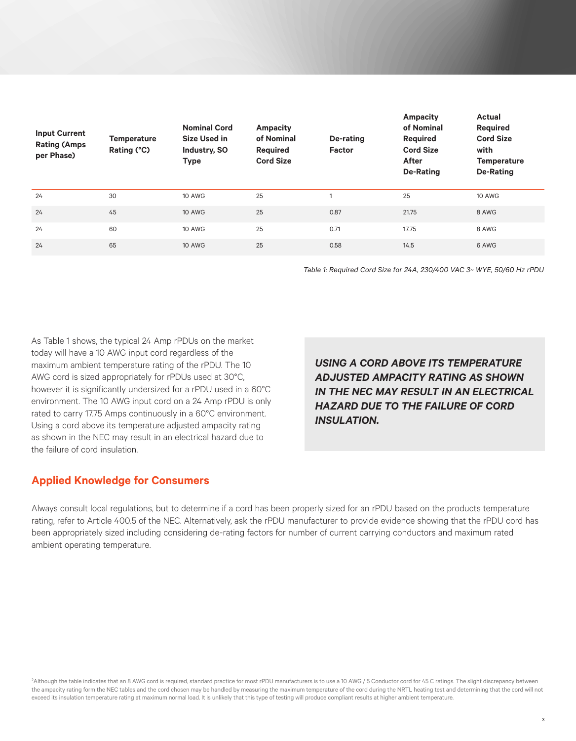| Input Current Rating (Amps per Phase) | Temperature Rating (°C) | Nominal Cord Size Used in Industry, SO Type | Ampacity of Nominal Required Cord Size | De-rating Factor | Ampacity of Nominal Required Cord Size After De-Rating | Actual Required Cord Size with Temperature De-Rating |
|---|---|---|---|---|---|---|
| 24 | 30 | 10 AWG | 25 | 1 | 25 | 10 AWG |
| 24 | 45 | 10 AWG | 25 | 0.87 | 21.75 | 8 AWG |
| 24 | 60 | 10 AWG | 25 | 0.71 | 17.75 | 8 AWG |
| 24 | 65 | 10 AWG | 25 | 0.58 | 14.5 | 6 AWG |

*Table 1: Required Cord Size for 24A, 230/400 VAC 3~ WYE, 50/60 Hz rPDU*

As Table 1 shows, the typical 24 Amp rPDUs on the market today will have a 10 AWG input cord regardless of the maximum ambient temperature rating of the rPDU. The 10 AWG cord is sized appropriately for rPDUs used at 30°C, however it is significantly undersized for a rPDU used in a 60°C environment. The 10 AWG input cord on a 24 Amp rPDU is only rated to carry 17.75 Amps continuously in a 60°C environment. Using a cord above its temperature adjusted ampacity rating as shown in the NEC may result in an electrical hazard due to the failure of cord insulation.

***USING A CORD ABOVE ITS TEMPERATURE ADJUSTED AMPACITY RATING AS SHOWN IN THE NEC MAY RESULT IN AN ELECTRICAL HAZARD DUE TO THE FAILURE OF CORD INSULATION.***

## Applied Knowledge for Consumers

Always consult local regulations, but to determine if a cord has been properly sized for an rPDU based on the products temperature rating, refer to Article 400.5 of the NEC. Alternatively, ask the rPDU manufacturer to provide evidence showing that the rPDU cord has been appropriately sized including considering de-rating factors for number of current carrying conductors and maximum rated ambient operating temperature.

[2]Although the table indicates that an 8 AWG cord is required, standard practice for most rPDU manufacturers is to use a 10 AWG / 5 Conductor cord for 45 C ratings. The slight discrepancy between the ampacity rating form the NEC tables and the cord chosen may be handled by measuring the maximum temperature of the cord during the NRTL heating test and determining that the cord will not exceed its insulation temperature rating at maximum normal load. It is unlikely that this type of testing will produce compliant results at higher ambient temperature.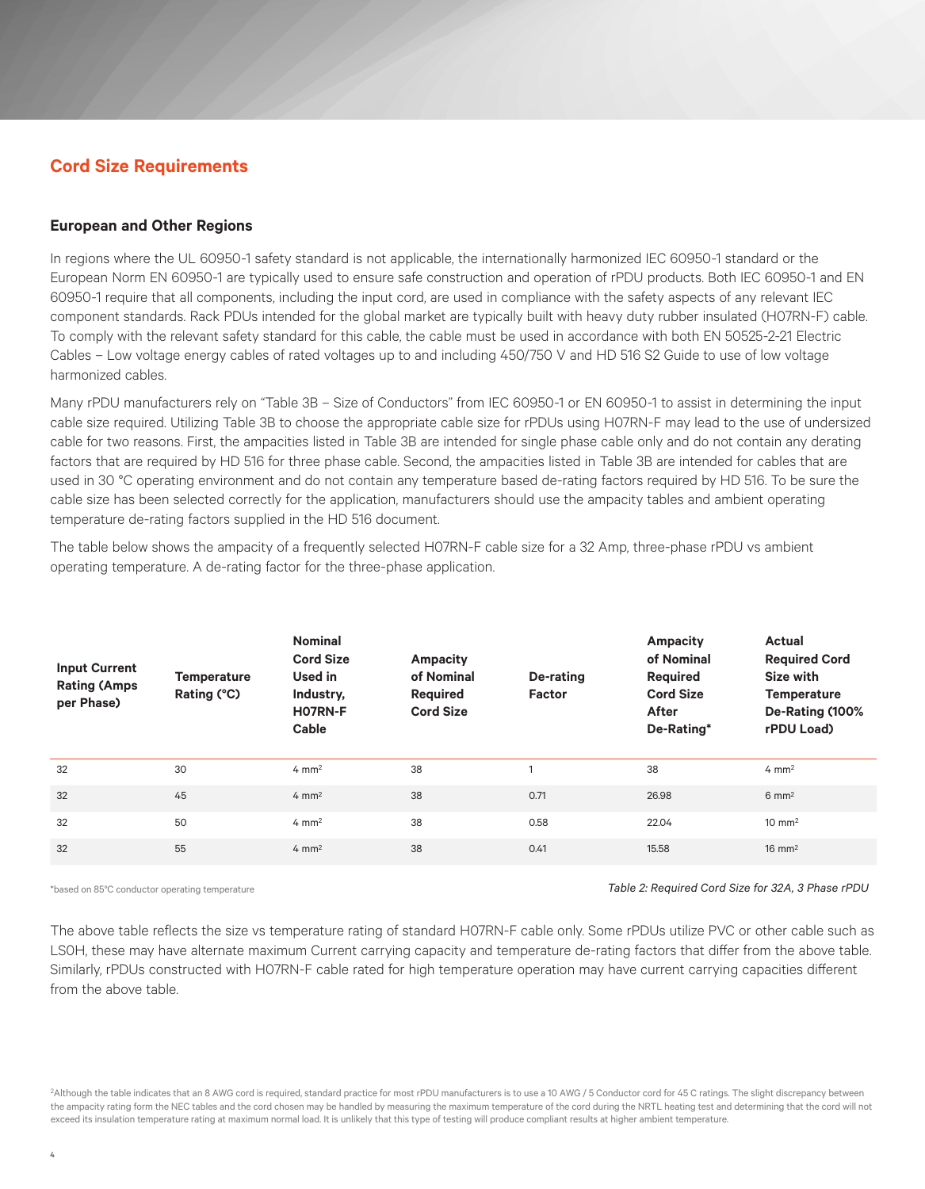## Cord Size Requirements

### European and Other Regions

In regions where the UL 60950-1 safety standard is not applicable, the internationally harmonized IEC 60950-1 standard or the European Norm EN 60950-1 are typically used to ensure safe construction and operation of rPDU products. Both IEC 60950-1 and EN 60950-1 require that all components, including the input cord, are used in compliance with the safety aspects of any relevant IEC component standards. Rack PDUs intended for the global market are typically built with heavy duty rubber insulated (H07RN-F) cable. To comply with the relevant safety standard for this cable, the cable must be used in accordance with both EN 50525-2-21 Electric Cables – Low voltage energy cables of rated voltages up to and including 450/750 V and HD 516 S2 Guide to use of low voltage harmonized cables.

Many rPDU manufacturers rely on "Table 3B – Size of Conductors" from IEC 60950-1 or EN 60950-1 to assist in determining the input cable size required. Utilizing Table 3B to choose the appropriate cable size for rPDUs using H07RN-F may lead to the use of undersized cable for two reasons. First, the ampacities listed in Table 3B are intended for single phase cable only and do not contain any derating factors that are required by HD 516 for three phase cable. Second, the ampacities listed in Table 3B are intended for cables that are used in 30 °C operating environment and do not contain any temperature based de-rating factors required by HD 516. To be sure the cable size has been selected correctly for the application, manufacturers should use the ampacity tables and ambient operating temperature de-rating factors supplied in the HD 516 document.

The table below shows the ampacity of a frequently selected H07RN-F cable size for a 32 Amp, three-phase rPDU vs ambient operating temperature. A de-rating factor for the three-phase application.

| Input Current Rating (Amps per Phase) | Temperature Rating (°C) | Nominal Cord Size Used in Industry, H07RN-F Cable | Ampacity of Nominal Required Cord Size | De-rating Factor | Ampacity of Nominal Required Cord Size After De-Rating* | Actual Required Cord Size with Temperature De-Rating (100% rPDU Load) |
|---|---|---|---|---|---|---|
| 32 | 30 | 4 mm² | 38 | 1 | 38 | 4 mm² |
| 32 | 45 | 4 mm² | 38 | 0.71 | 26.98 | 6 mm² |
| 32 | 50 | 4 mm² | 38 | 0.58 | 22.04 | 10 mm² |
| 32 | 55 | 4 mm² | 38 | 0.41 | 15.58 | 16 mm² |

*based on 85°C conductor operating temperature

*Table 2: Required Cord Size for 32A, 3 Phase rPDU*

The above table reflects the size vs temperature rating of standard H07RN-F cable only. Some rPDUs utilize PVC or other cable such as LSOH, these may have alternate maximum Current carrying capacity and temperature de-rating factors that differ from the above table. Similarly, rPDUs constructed with H07RN-F cable rated for high temperature operation may have current carrying capacities different from the above table.

[2]Although the table indicates that an 8 AWG cord is required, standard practice for most rPDU manufacturers is to use a 10 AWG / 5 Conductor cord for 45 C ratings. The slight discrepancy between the ampacity rating form the NEC tables and the cord chosen may be handled by measuring the maximum temperature of the cord during the NRTL heating test and determining that the cord will not exceed its insulation temperature rating at maximum normal load. It is unlikely that this type of testing will produce compliant results at higher ambient temperature.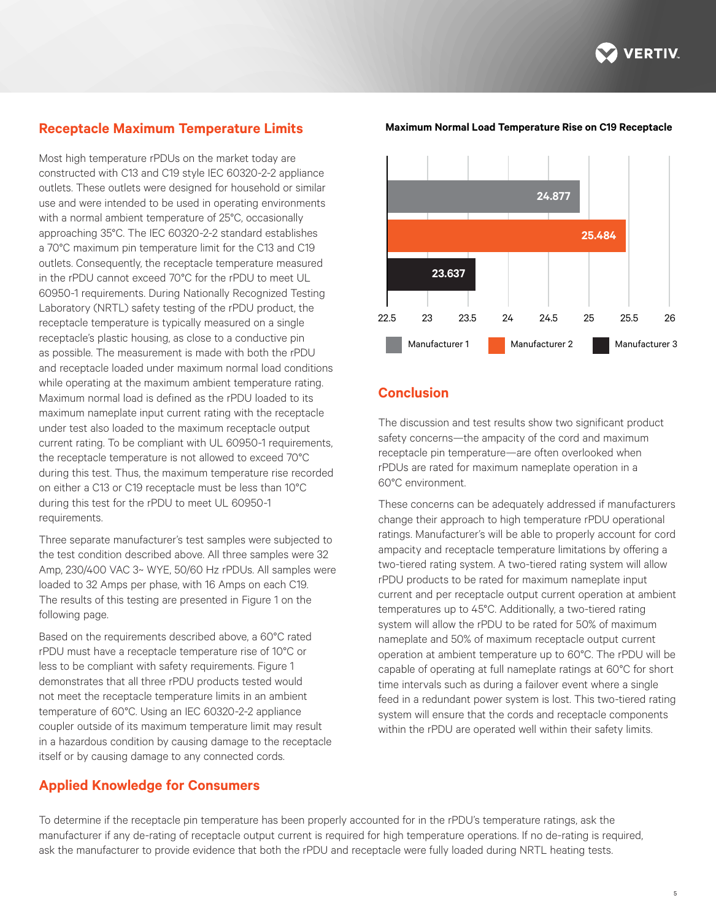## Receptacle Maximum Temperature Limits

Most high temperature rPDUs on the market today are constructed with C13 and C19 style IEC 60320-2-2 appliance outlets. These outlets were designed for household or similar use and were intended to be used in operating environments with a normal ambient temperature of 25°C, occasionally approaching 35°C. The IEC 60320-2-2 standard establishes a 70°C maximum pin temperature limit for the C13 and C19 outlets. Consequently, the receptacle temperature measured in the rPDU cannot exceed 70°C for the rPDU to meet UL 60950-1 requirements. During Nationally Recognized Testing Laboratory (NRTL) safety testing of the rPDU product, the receptacle temperature is typically measured on a single receptacle's plastic housing, as close to a conductive pin as possible. The measurement is made with both the rPDU and receptacle loaded under maximum normal load conditions while operating at the maximum ambient temperature rating. Maximum normal load is defined as the rPDU loaded to its maximum nameplate input current rating with the receptacle under test also loaded to the maximum receptacle output current rating. To be compliant with UL 60950-1 requirements, the receptacle temperature is not allowed to exceed 70°C during this test. Thus, the maximum temperature rise recorded on either a C13 or C19 receptacle must be less than 10°C during this test for the rPDU to meet UL 60950-1 requirements.

Three separate manufacturer's test samples were subjected to the test condition described above. All three samples were 32 Amp, 230/400 VAC 3~ WYE, 50/60 Hz rPDUs. All samples were loaded to 32 Amps per phase, with 16 Amps on each C19. The results of this testing are presented in Figure 1 on the following page.

Based on the requirements described above, a 60°C rated rPDU must have a receptacle temperature rise of 10°C or less to be compliant with safety requirements. Figure 1 demonstrates that all three rPDU products tested would not meet the receptacle temperature limits in an ambient temperature of 60°C. Using an IEC 60320-2-2 appliance coupler outside of its maximum temperature limit may result in a hazardous condition by causing damage to the receptacle itself or by causing damage to any connected cords.

**Maximum Normal Load Temperature Rise on C19 Receptacle**

| Manufacturer | Temperature Rise |
|---|---|
| Manufacturer 1 | 24.877 |
| Manufacturer 2 | 25.484 |
| Manufacturer 3 | 23.637 |

## Conclusion

The discussion and test results show two significant product safety concerns—the ampacity of the cord and maximum receptacle pin temperature—are often overlooked when rPDUs are rated for maximum nameplate operation in a 60°C environment.

These concerns can be adequately addressed if manufacturers change their approach to high temperature rPDU operational ratings. Manufacturer's will be able to properly account for cord ampacity and receptacle temperature limitations by offering a two-tiered rating system. A two-tiered rating system will allow rPDU products to be rated for maximum nameplate input current and per receptacle output current operation at ambient temperatures up to 45°C. Additionally, a two-tiered rating system will allow the rPDU to be rated for 50% of maximum nameplate and 50% of maximum receptacle output current operation at ambient temperature up to 60°C. The rPDU will be capable of operating at full nameplate ratings at 60°C for short time intervals such as during a failover event where a single feed in a redundant power system is lost. This two-tiered rating system will ensure that the cords and receptacle components within the rPDU are operated well within their safety limits.

## Applied Knowledge for Consumers

To determine if the receptacle pin temperature has been properly accounted for in the rPDU's temperature ratings, ask the manufacturer if any de-rating of receptacle output current is required for high temperature operations. If no de-rating is required, ask the manufacturer to provide evidence that both the rPDU and receptacle were fully loaded during NRTL heating tests.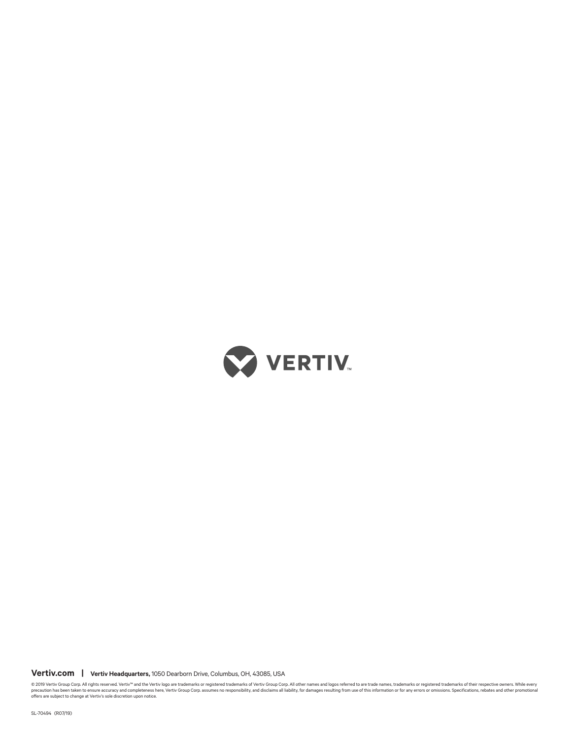VERTIV™

**Vertiv.com** | **Vertiv Headquarters,** 1050 Dearborn Drive, Columbus, OH, 43085, USA

© 2019 Vertiv Group Corp. All rights reserved. Vertiv™ and the Vertiv logo are trademarks or registered trademarks of Vertiv Group Corp. All other names and logos referred to are trade names, trademarks or registered trademarks of their respective owners. While every precaution has been taken to ensure accuracy and completeness here, Vertiv Group Corp. assumes no responsibility, and disclaims all liability, for damages resulting from use of this information or for any errors or omissions. Specifications, rebates and other promotional offers are subject to change at Vertiv's sole discretion upon notice.

SL-70494 (R07/19)